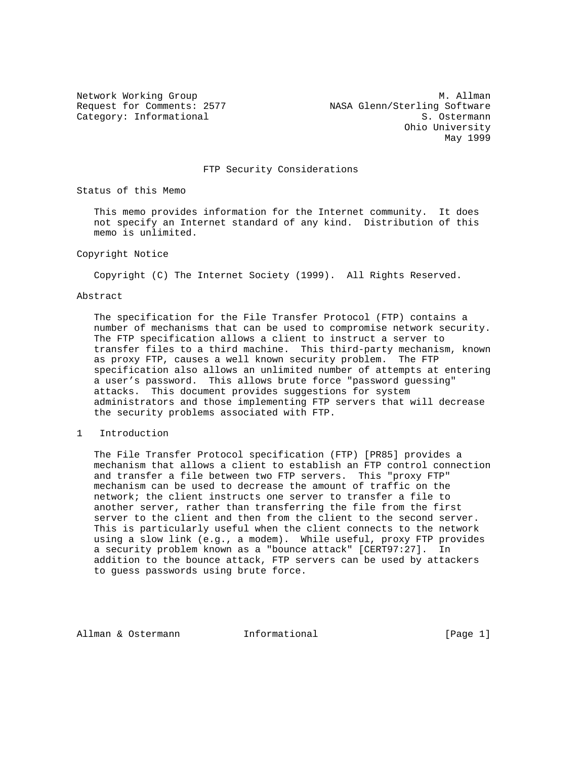Network Working Group M. Allman
Request for Comments: 2577 NASA Glenn/Sterling Software
Category: Informational S. Ostermann
Ohio University
May 1999

# FTP Security Considerations

## Status of this Memo

This memo provides information for the Internet community. It does not specify an Internet standard of any kind. Distribution of this memo is unlimited.

## Copyright Notice

Copyright (C) The Internet Society (1999). All Rights Reserved.

## Abstract

The specification for the File Transfer Protocol (FTP) contains a number of mechanisms that can be used to compromise network security. The FTP specification allows a client to instruct a server to transfer files to a third machine. This third-party mechanism, known as proxy FTP, causes a well known security problem. The FTP specification also allows an unlimited number of attempts at entering a user's password. This allows brute force "password guessing" attacks. This document provides suggestions for system administrators and those implementing FTP servers that will decrease the security problems associated with FTP.

## 1 Introduction

The File Transfer Protocol specification (FTP) [PR85] provides a mechanism that allows a client to establish an FTP control connection and transfer a file between two FTP servers. This "proxy FTP" mechanism can be used to decrease the amount of traffic on the network; the client instructs one server to transfer a file to another server, rather than transferring the file from the first server to the client and then from the client to the second server. This is particularly useful when the client connects to the network using a slow link (e.g., a modem). While useful, proxy FTP provides a security problem known as a "bounce attack" [CERT97:27]. In addition to the bounce attack, FTP servers can be used by attackers to guess passwords using brute force.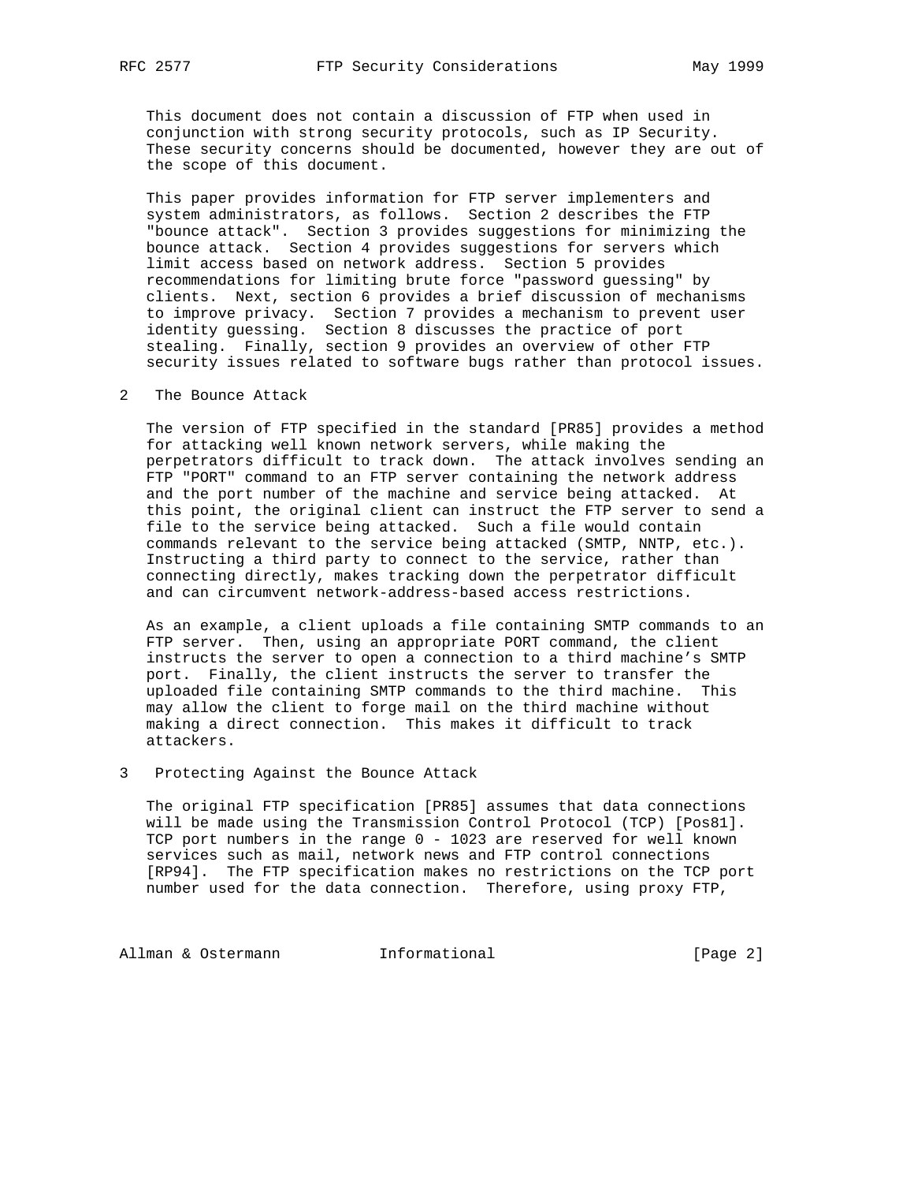This document does not contain a discussion of FTP when used in conjunction with strong security protocols, such as IP Security. These security concerns should be documented, however they are out of the scope of this document.

This paper provides information for FTP server implementers and system administrators, as follows. Section 2 describes the FTP "bounce attack". Section 3 provides suggestions for minimizing the bounce attack. Section 4 provides suggestions for servers which limit access based on network address. Section 5 provides recommendations for limiting brute force "password guessing" by clients. Next, section 6 provides a brief discussion of mechanisms to improve privacy. Section 7 provides a mechanism to prevent user identity guessing. Section 8 discusses the practice of port stealing. Finally, section 9 provides an overview of other FTP security issues related to software bugs rather than protocol issues.

## 2 The Bounce Attack

The version of FTP specified in the standard [PR85] provides a method for attacking well known network servers, while making the perpetrators difficult to track down. The attack involves sending an FTP "PORT" command to an FTP server containing the network address and the port number of the machine and service being attacked. At this point, the original client can instruct the FTP server to send a file to the service being attacked. Such a file would contain commands relevant to the service being attacked (SMTP, NNTP, etc.). Instructing a third party to connect to the service, rather than connecting directly, makes tracking down the perpetrator difficult and can circumvent network-address-based access restrictions.

As an example, a client uploads a file containing SMTP commands to an FTP server. Then, using an appropriate PORT command, the client instructs the server to open a connection to a third machine's SMTP port. Finally, the client instructs the server to transfer the uploaded file containing SMTP commands to the third machine. This may allow the client to forge mail on the third machine without making a direct connection. This makes it difficult to track attackers.

## 3 Protecting Against the Bounce Attack

The original FTP specification [PR85] assumes that data connections will be made using the Transmission Control Protocol (TCP) [Pos81]. TCP port numbers in the range 0 - 1023 are reserved for well known services such as mail, network news and FTP control connections [RP94]. The FTP specification makes no restrictions on the TCP port number used for the data connection. Therefore, using proxy FTP,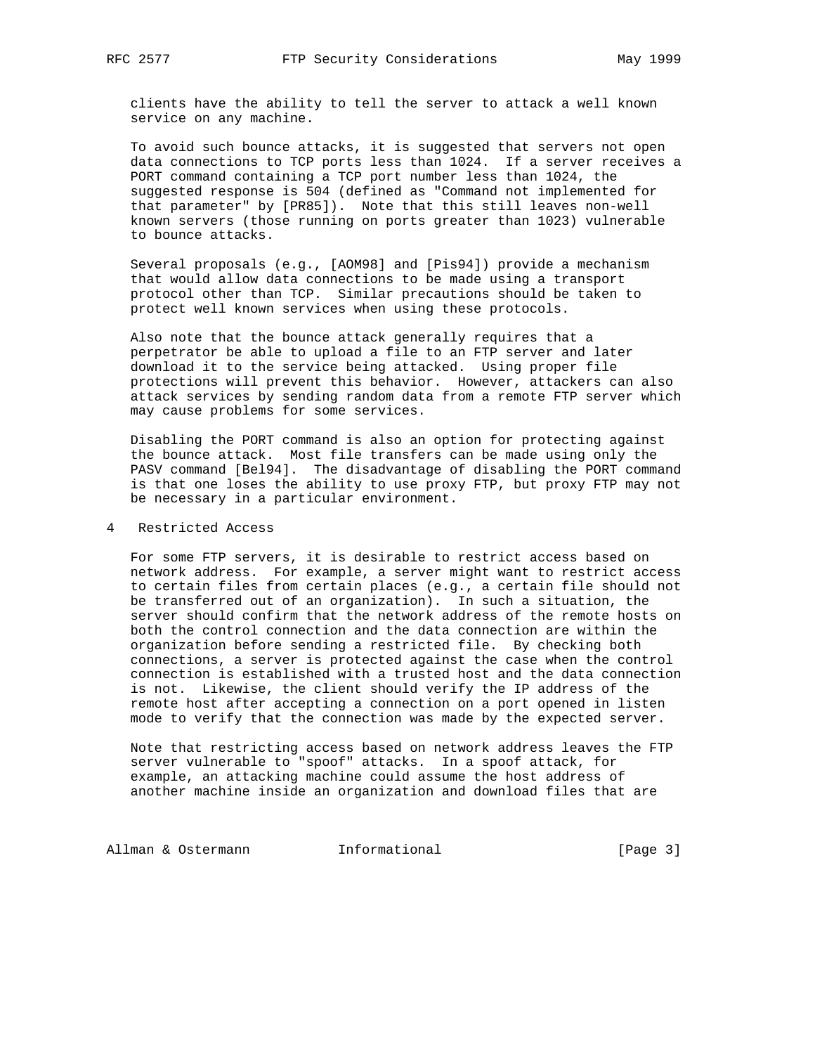clients have the ability to tell the server to attack a well known service on any machine.

To avoid such bounce attacks, it is suggested that servers not open data connections to TCP ports less than 1024. If a server receives a PORT command containing a TCP port number less than 1024, the suggested response is 504 (defined as "Command not implemented for that parameter" by [PR85]). Note that this still leaves non-well known servers (those running on ports greater than 1023) vulnerable to bounce attacks.

Several proposals (e.g., [AOM98] and [Pis94]) provide a mechanism that would allow data connections to be made using a transport protocol other than TCP. Similar precautions should be taken to protect well known services when using these protocols.

Also note that the bounce attack generally requires that a perpetrator be able to upload a file to an FTP server and later download it to the service being attacked. Using proper file protections will prevent this behavior. However, attackers can also attack services by sending random data from a remote FTP server which may cause problems for some services.

Disabling the PORT command is also an option for protecting against the bounce attack. Most file transfers can be made using only the PASV command [Bel94]. The disadvantage of disabling the PORT command is that one loses the ability to use proxy FTP, but proxy FTP may not be necessary in a particular environment.

## 4 Restricted Access

For some FTP servers, it is desirable to restrict access based on network address. For example, a server might want to restrict access to certain files from certain places (e.g., a certain file should not be transferred out of an organization). In such a situation, the server should confirm that the network address of the remote hosts on both the control connection and the data connection are within the organization before sending a restricted file. By checking both connections, a server is protected against the case when the control connection is established with a trusted host and the data connection is not. Likewise, the client should verify the IP address of the remote host after accepting a connection on a port opened in listen mode to verify that the connection was made by the expected server.

Note that restricting access based on network address leaves the FTP server vulnerable to "spoof" attacks. In a spoof attack, for example, an attacking machine could assume the host address of another machine inside an organization and download files that are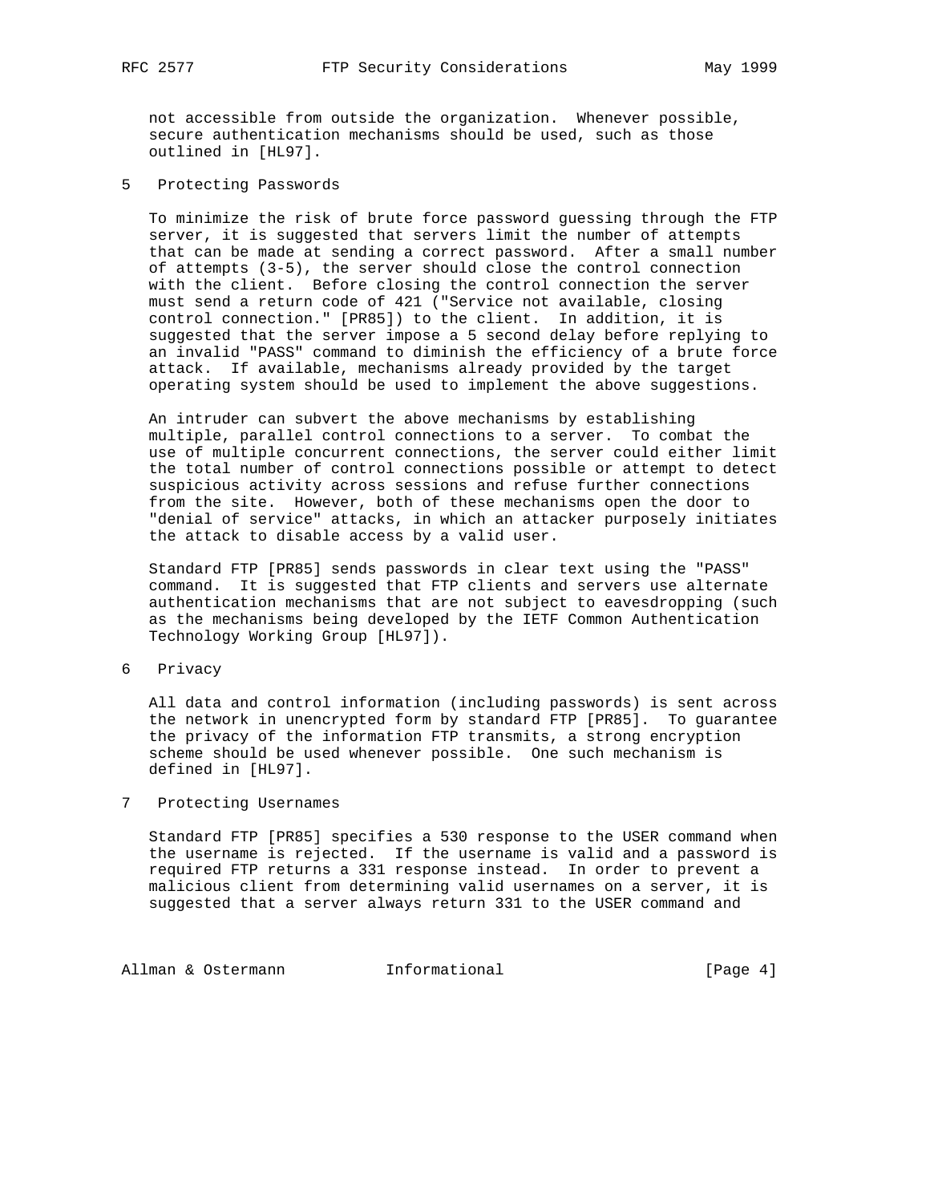not accessible from outside the organization. Whenever possible, secure authentication mechanisms should be used, such as those outlined in [HL97].

## 5 Protecting Passwords

To minimize the risk of brute force password guessing through the FTP server, it is suggested that servers limit the number of attempts that can be made at sending a correct password. After a small number of attempts (3-5), the server should close the control connection with the client. Before closing the control connection the server must send a return code of 421 ("Service not available, closing control connection." [PR85]) to the client. In addition, it is suggested that the server impose a 5 second delay before replying to an invalid "PASS" command to diminish the efficiency of a brute force attack. If available, mechanisms already provided by the target operating system should be used to implement the above suggestions.

An intruder can subvert the above mechanisms by establishing multiple, parallel control connections to a server. To combat the use of multiple concurrent connections, the server could either limit the total number of control connections possible or attempt to detect suspicious activity across sessions and refuse further connections from the site. However, both of these mechanisms open the door to "denial of service" attacks, in which an attacker purposely initiates the attack to disable access by a valid user.

Standard FTP [PR85] sends passwords in clear text using the "PASS" command. It is suggested that FTP clients and servers use alternate authentication mechanisms that are not subject to eavesdropping (such as the mechanisms being developed by the IETF Common Authentication Technology Working Group [HL97]).

## 6 Privacy

All data and control information (including passwords) is sent across the network in unencrypted form by standard FTP [PR85]. To guarantee the privacy of the information FTP transmits, a strong encryption scheme should be used whenever possible. One such mechanism is defined in [HL97].

## 7 Protecting Usernames

Standard FTP [PR85] specifies a 530 response to the USER command when the username is rejected. If the username is valid and a password is required FTP returns a 331 response instead. In order to prevent a malicious client from determining valid usernames on a server, it is suggested that a server always return 331 to the USER command and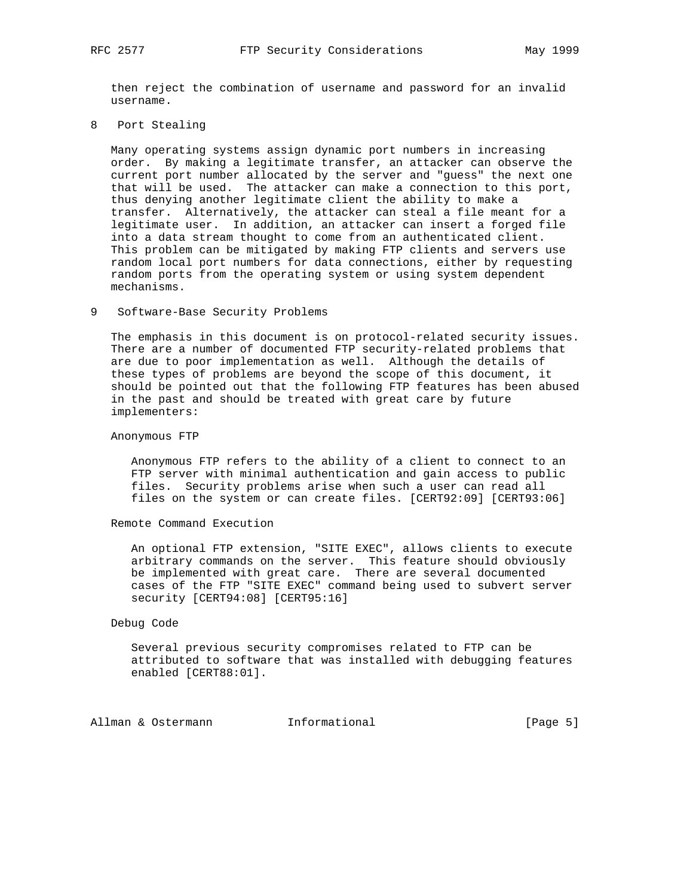then reject the combination of username and password for an invalid username.

## 8 Port Stealing

Many operating systems assign dynamic port numbers in increasing order. By making a legitimate transfer, an attacker can observe the current port number allocated by the server and "guess" the next one that will be used. The attacker can make a connection to this port, thus denying another legitimate client the ability to make a transfer. Alternatively, the attacker can steal a file meant for a legitimate user. In addition, an attacker can insert a forged file into a data stream thought to come from an authenticated client. This problem can be mitigated by making FTP clients and servers use random local port numbers for data connections, either by requesting random ports from the operating system or using system dependent mechanisms.

## 9 Software-Base Security Problems

The emphasis in this document is on protocol-related security issues. There are a number of documented FTP security-related problems that are due to poor implementation as well. Although the details of these types of problems are beyond the scope of this document, it should be pointed out that the following FTP features has been abused in the past and should be treated with great care by future implementers:

Anonymous FTP

Anonymous FTP refers to the ability of a client to connect to an FTP server with minimal authentication and gain access to public files. Security problems arise when such a user can read all files on the system or can create files. [CERT92:09] [CERT93:06]

Remote Command Execution

An optional FTP extension, "SITE EXEC", allows clients to execute arbitrary commands on the server. This feature should obviously be implemented with great care. There are several documented cases of the FTP "SITE EXEC" command being used to subvert server security [CERT94:08] [CERT95:16]

Debug Code

Several previous security compromises related to FTP can be attributed to software that was installed with debugging features enabled [CERT88:01].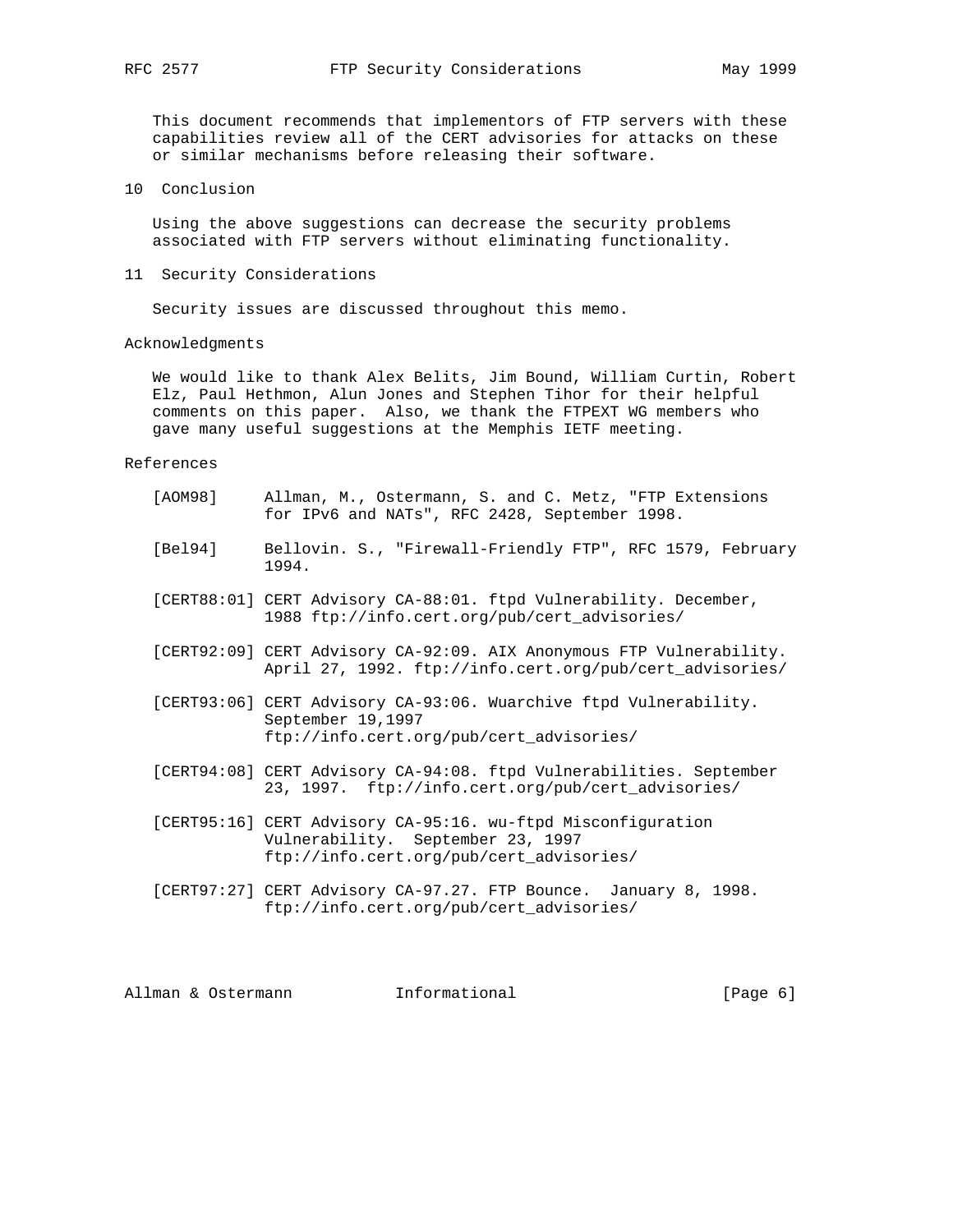This document recommends that implementors of FTP servers with these capabilities review all of the CERT advisories for attacks on these or similar mechanisms before releasing their software.

## 10 Conclusion

Using the above suggestions can decrease the security problems associated with FTP servers without eliminating functionality.

## 11 Security Considerations

Security issues are discussed throughout this memo.

## Acknowledgments

We would like to thank Alex Belits, Jim Bound, William Curtin, Robert Elz, Paul Hethmon, Alun Jones and Stephen Tihor for their helpful comments on this paper. Also, we thank the FTPEXT WG members who gave many useful suggestions at the Memphis IETF meeting.

## References

[AOM98] Allman, M., Ostermann, S. and C. Metz, "FTP Extensions for IPv6 and NATs", RFC 2428, September 1998.

[Bel94] Bellovin. S., "Firewall-Friendly FTP", RFC 1579, February 1994.

[CERT88:01] CERT Advisory CA-88:01. ftpd Vulnerability. December, 1988 ftp://info.cert.org/pub/cert_advisories/

[CERT92:09] CERT Advisory CA-92:09. AIX Anonymous FTP Vulnerability. April 27, 1992. ftp://info.cert.org/pub/cert_advisories/

[CERT93:06] CERT Advisory CA-93:06. Wuarchive ftpd Vulnerability. September 19,1997 ftp://info.cert.org/pub/cert_advisories/

[CERT94:08] CERT Advisory CA-94:08. ftpd Vulnerabilities. September 23, 1997. ftp://info.cert.org/pub/cert_advisories/

[CERT95:16] CERT Advisory CA-95:16. wu-ftpd Misconfiguration Vulnerability. September 23, 1997 ftp://info.cert.org/pub/cert_advisories/

[CERT97:27] CERT Advisory CA-97.27. FTP Bounce. January 8, 1998. ftp://info.cert.org/pub/cert_advisories/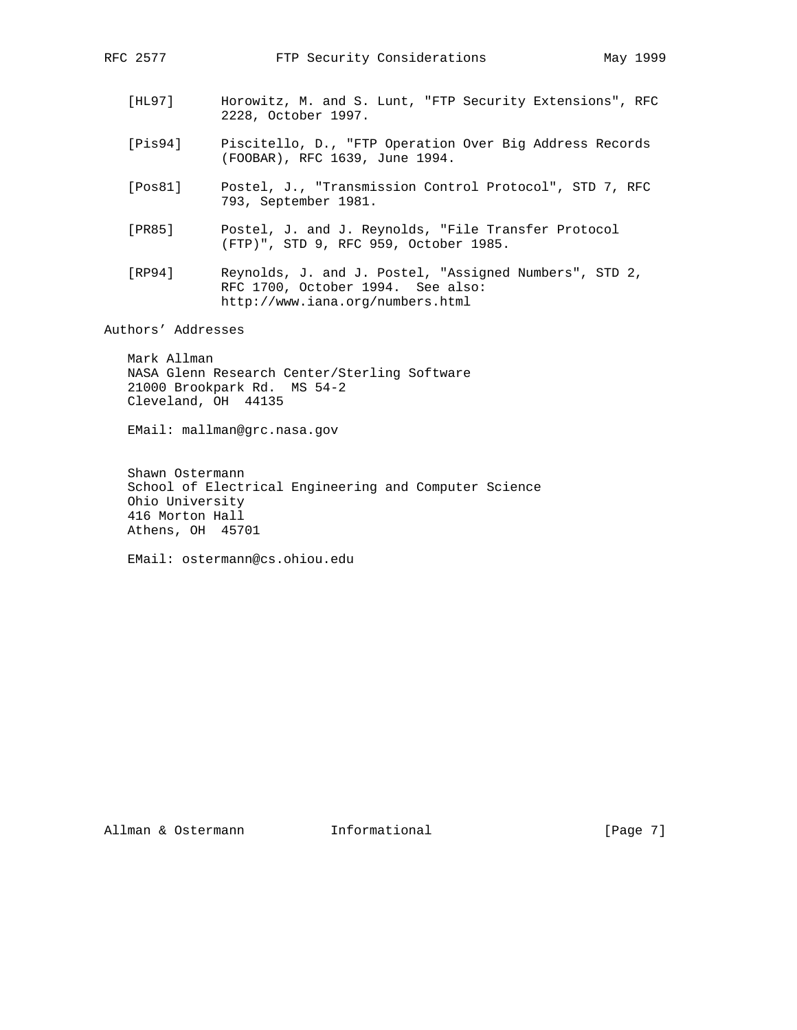[HL97] Horowitz, M. and S. Lunt, "FTP Security Extensions", RFC 2228, October 1997.

[Pis94] Piscitello, D., "FTP Operation Over Big Address Records (FOOBAR), RFC 1639, June 1994.

[Pos81] Postel, J., "Transmission Control Protocol", STD 7, RFC 793, September 1981.

[PR85] Postel, J. and J. Reynolds, "File Transfer Protocol (FTP)", STD 9, RFC 959, October 1985.

[RP94] Reynolds, J. and J. Postel, "Assigned Numbers", STD 2, RFC 1700, October 1994. See also: http://www.iana.org/numbers.html

## Authors' Addresses

Mark Allman
NASA Glenn Research Center/Sterling Software
21000 Brookpark Rd. MS 54-2
Cleveland, OH 44135

EMail: mallman@grc.nasa.gov

Shawn Ostermann
School of Electrical Engineering and Computer Science
Ohio University
416 Morton Hall
Athens, OH 45701

EMail: ostermann@cs.ohiou.edu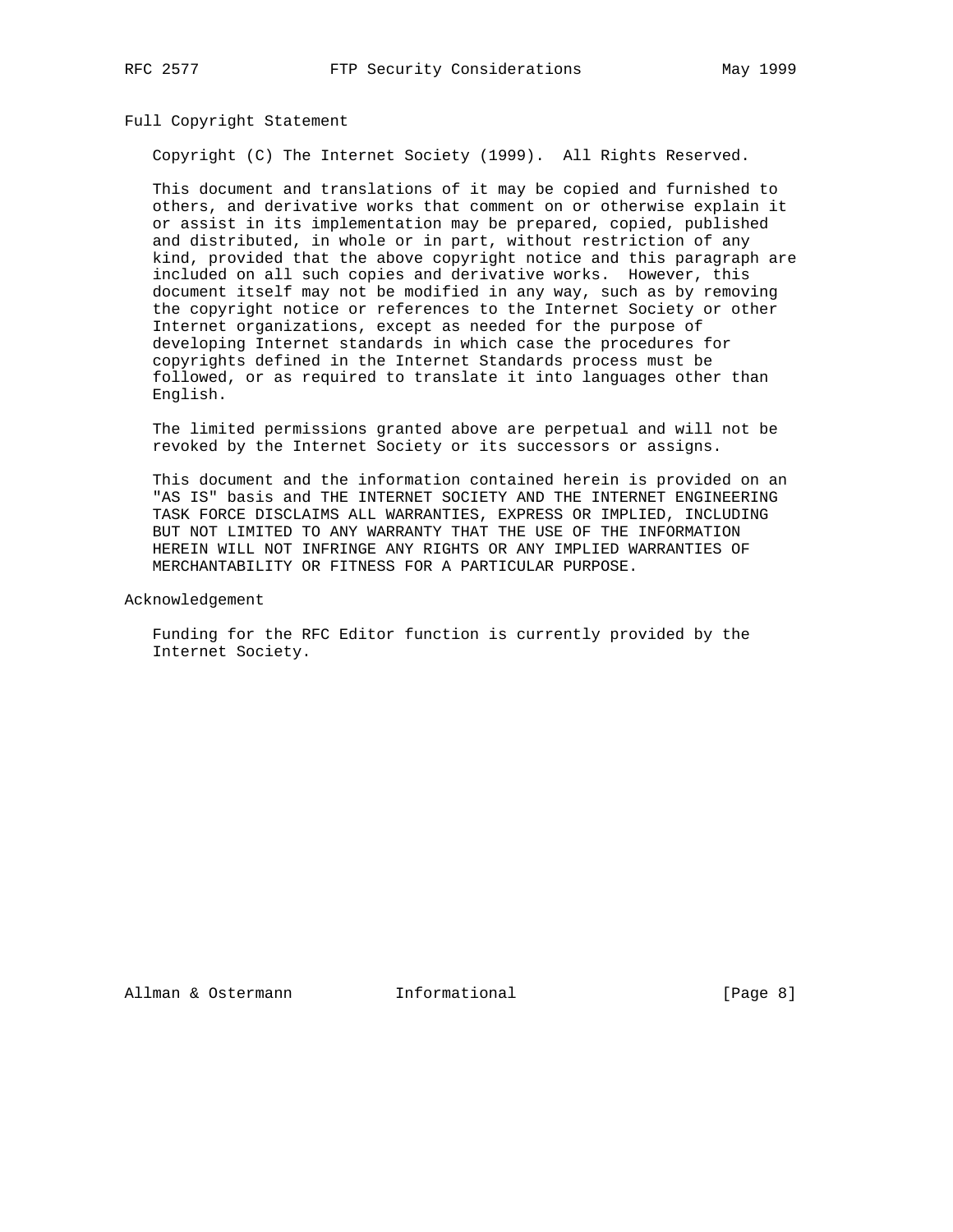## Full Copyright Statement

Copyright (C) The Internet Society (1999). All Rights Reserved.

This document and translations of it may be copied and furnished to others, and derivative works that comment on or otherwise explain it or assist in its implementation may be prepared, copied, published and distributed, in whole or in part, without restriction of any kind, provided that the above copyright notice and this paragraph are included on all such copies and derivative works. However, this document itself may not be modified in any way, such as by removing the copyright notice or references to the Internet Society or other Internet organizations, except as needed for the purpose of developing Internet standards in which case the procedures for copyrights defined in the Internet Standards process must be followed, or as required to translate it into languages other than English.

The limited permissions granted above are perpetual and will not be revoked by the Internet Society or its successors or assigns.

This document and the information contained herein is provided on an "AS IS" basis and THE INTERNET SOCIETY AND THE INTERNET ENGINEERING TASK FORCE DISCLAIMS ALL WARRANTIES, EXPRESS OR IMPLIED, INCLUDING BUT NOT LIMITED TO ANY WARRANTY THAT THE USE OF THE INFORMATION HEREIN WILL NOT INFRINGE ANY RIGHTS OR ANY IMPLIED WARRANTIES OF MERCHANTABILITY OR FITNESS FOR A PARTICULAR PURPOSE.

## Acknowledgement

Funding for the RFC Editor function is currently provided by the Internet Society.